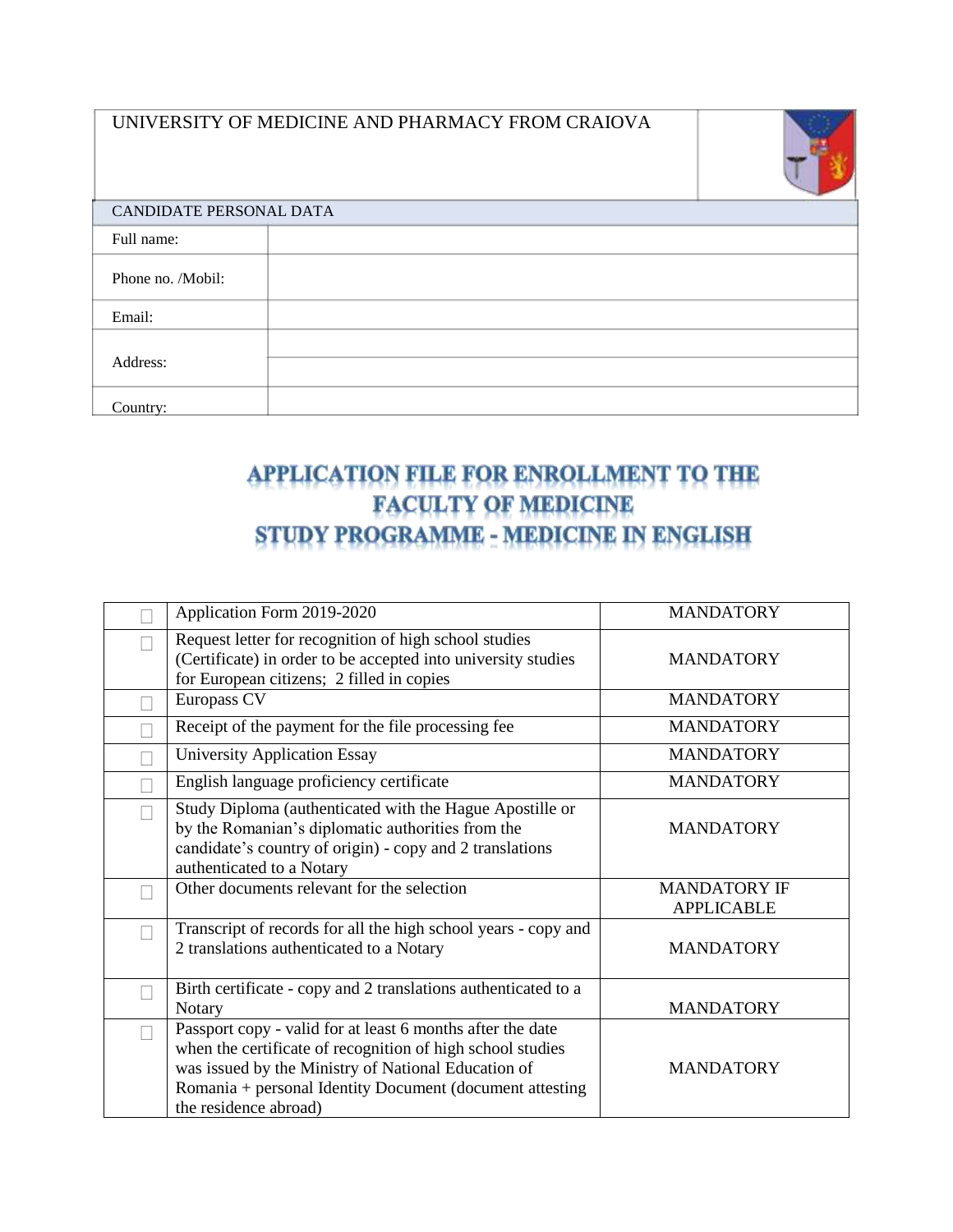| UNIVERSITY OF MEDICINE AND PHARMACY FROM CRAIOVA |
|---|

| CANDIDATE PERSONAL DATA | |
|---|---|
| Full name: | |
| Phone no. /Mobil: | |
| Email: | |
| Address: | |
| | |
| Country: | |

# APPLICATION FILE FOR ENROLLMENT TO THE FACULTY OF MEDICINE STUDY PROGRAMME - MEDICINE IN ENGLISH

| | | |
|---|---|---|
| ☐ | Application Form 2019-2020 | MANDATORY |
| ☐ | Request letter for recognition of high school studies (Certificate) in order to be accepted into university studies for European citizens; 2 filled in copies | MANDATORY |
| ☐ | Europass CV | MANDATORY |
| ☐ | Receipt of the payment for the file processing fee | MANDATORY |
| ☐ | University Application Essay | MANDATORY |
| ☐ | English language proficiency certificate | MANDATORY |
| ☐ | Study Diploma (authenticated with the Hague Apostille or by the Romanian's diplomatic authorities from the candidate's country of origin) - copy and 2 translations authenticated to a Notary | MANDATORY |
| ☐ | Other documents relevant for the selection | MANDATORY IF APPLICABLE |
| ☐ | Transcript of records for all the high school years - copy and 2 translations authenticated to a Notary | MANDATORY |
| ☐ | Birth certificate - copy and 2 translations authenticated to a Notary | MANDATORY |
| ☐ | Passport copy - valid for at least 6 months after the date when the certificate of recognition of high school studies was issued by the Ministry of National Education of Romania + personal Identity Document (document attesting the residence abroad) | MANDATORY |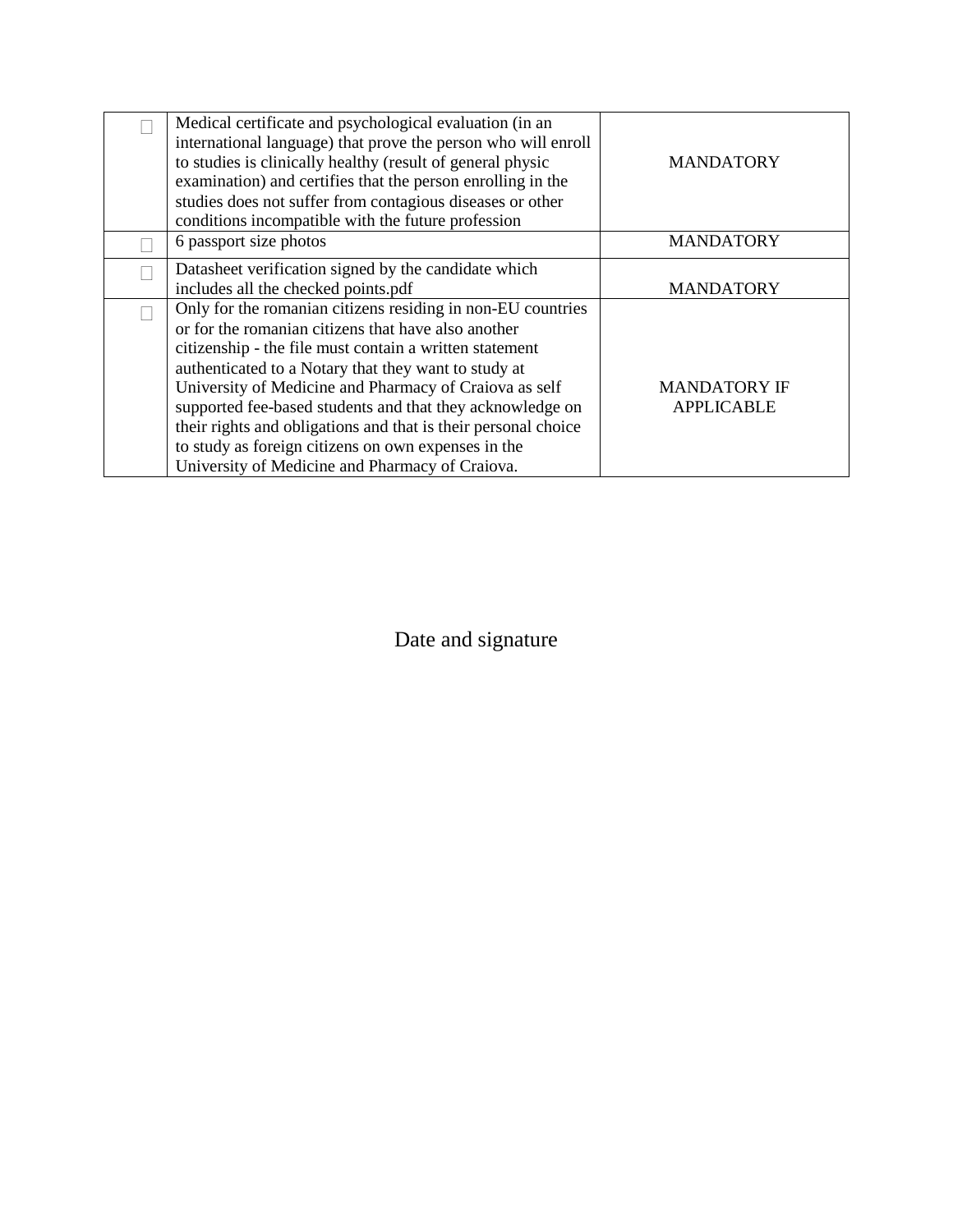| | | |
|---|---|---|
| ☐ | Medical certificate and psychological evaluation (in an international language) that prove the person who will enroll to studies is clinically healthy (result of general physic examination) and certifies that the person enrolling in the studies does not suffer from contagious diseases or other conditions incompatible with the future profession | MANDATORY |
| ☐ | 6 passport size photos | MANDATORY |
| ☐ | Datasheet verification signed by the candidate which includes all the checked points.pdf | MANDATORY |
| ☐ | Only for the romanian citizens residing in non-EU countries or for the romanian citizens that have also another citizenship - the file must contain a written statement authenticated to a Notary that they want to study at University of Medicine and Pharmacy of Craiova as self supported fee-based students and that they acknowledge on their rights and obligations and that is their personal choice to study as foreign citizens on own expenses in the University of Medicine and Pharmacy of Craiova. | MANDATORY IF APPLICABLE |

Date and signature